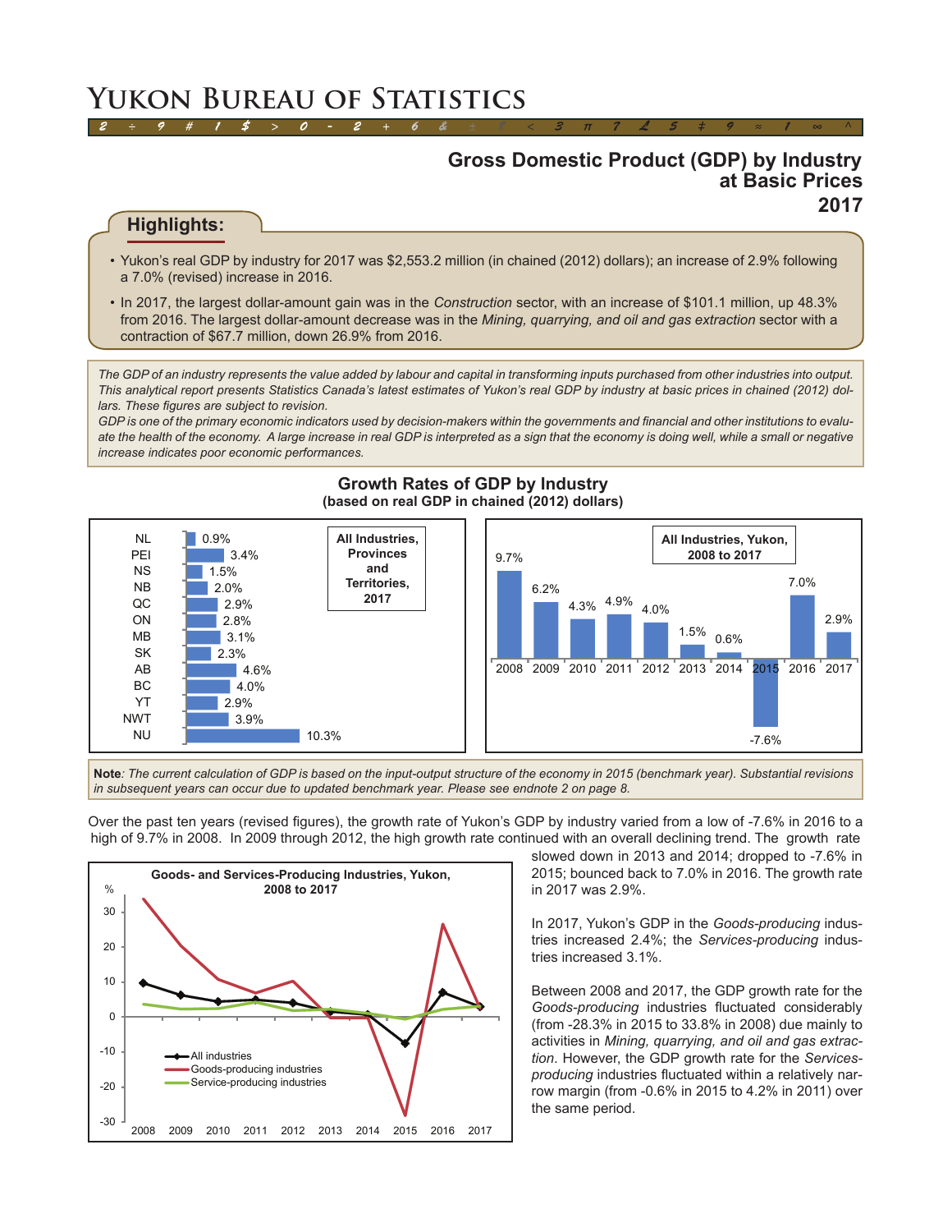# Yukon Bureau of Statistics

## Gross Domestic Product (GDP) by Industry at Basic Prices 2017

### Highlights:

- Yukon's real GDP by industry for 2017 was $2,553.2 million (in chained (2012) dollars); an increase of 2.9% following a 7.0% (revised) increase in 2016.
- In 2017, the largest dollar-amount gain was in the *Construction* sector, with an increase of $101.1 million, up 48.3% from 2016. The largest dollar-amount decrease was in the *Mining, quarrying, and oil and gas extraction* sector with a contraction of $67.7 million, down 26.9% from 2016.

*The GDP of an industry represents the value added by labour and capital in transforming inputs purchased from other industries into output. This analytical report presents Statistics Canada's latest estimates of Yukon's real GDP by industry at basic prices in chained (2012) dollars. These figures are subject to revision.*

*GDP is one of the primary economic indicators used by decision-makers within the governments and financial and other institutions to evaluate the health of the economy. A large increase in real GDP is interpreted as a sign that the economy is doing well, while a small or negative increase indicates poor economic performances.*

**Growth Rates of GDP by Industry**
**(based on real GDP in chained (2012) dollars)**

**All Industries, Provinces and Territories, 2017**

| Jurisdiction | Growth rate |
|---|---|
| NL | 0.9% |
| PEI | 3.4% |
| NS | 1.5% |
| NB | 2.0% |
| QC | 2.9% |
| ON | 2.8% |
| MB | 3.1% |
| SK | 2.3% |
| AB | 4.6% |
| BC | 4.0% |
| YT | 2.9% |
| NWT | 3.9% |
| NU | 10.3% |

**All Industries, Yukon, 2008 to 2017**

| Year | 2008 | 2009 | 2010 | 2011 | 2012 | 2013 | 2014 | 2015 | 2016 | 2017 |
|---|---|---|---|---|---|---|---|---|---|---|
| Growth rate | 9.7% | 6.2% | 4.3% | 4.9% | 4.0% | 1.5% | 0.6% | -7.6% | 7.0% | 2.9% |

**Note**: *The current calculation of GDP is based on the input-output structure of the economy in 2015 (benchmark year). Substantial revisions in subsequent years can occur due to updated benchmark year. Please see endnote 2 on page 8.*

Over the past ten years (revised figures), the growth rate of Yukon's GDP by industry varied from a low of -7.6% in 2016 to a high of 9.7% in 2008. In 2009 through 2012, the high growth rate continued with an overall declining trend. The growth rate slowed down in 2013 and 2014; dropped to -7.6% in 2015; bounced back to 7.0% in 2016. The growth rate in 2017 was 2.9%.

**Goods- and Services-Producing Industries, Yukon, 2008 to 2017**

In 2017, Yukon's GDP in the *Goods-producing* industries increased 2.4%; the *Services-producing* industries increased 3.1%.

Between 2008 and 2017, the GDP growth rate for the *Goods-producing* industries fluctuated considerably (from -28.3% in 2015 to 33.8% in 2008) due mainly to activities in *Mining, quarrying, and oil and gas extraction*. However, the GDP growth rate for the *Services-producing* industries fluctuated within a relatively narrow margin (from -0.6% in 2015 to 4.2% in 2011) over the same period.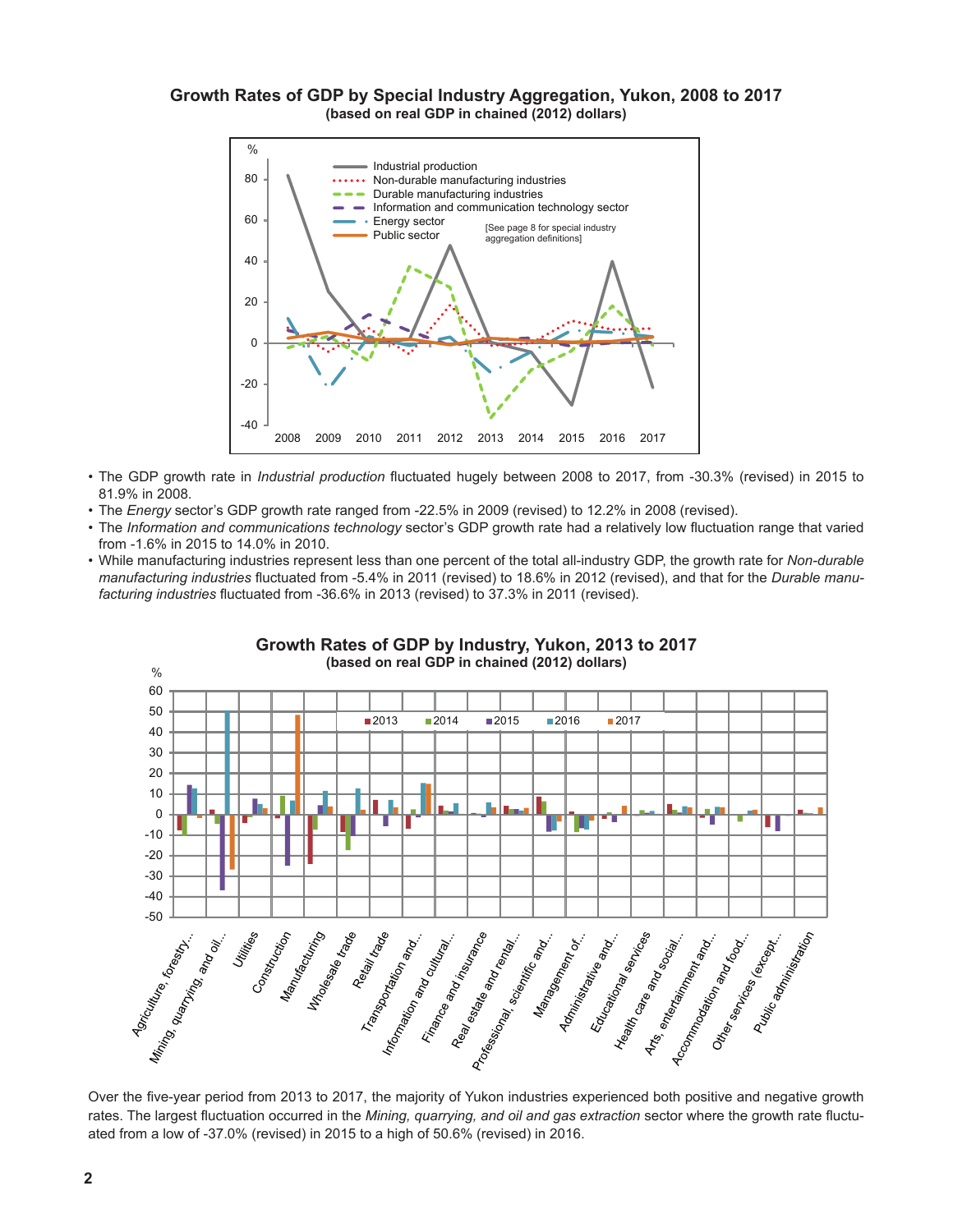### Growth Rates of GDP by Special Industry Aggregation, Yukon, 2008 to 2017
**(based on real GDP in chained (2012) dollars)**

[See page 8 for special industry aggregation definitions]

- The GDP growth rate in *Industrial production* fluctuated hugely between 2008 to 2017, from -30.3% (revised) in 2015 to 81.9% in 2008.
- The *Energy* sector's GDP growth rate ranged from -22.5% in 2009 (revised) to 12.2% in 2008 (revised).
- The *Information and communications technology* sector's GDP growth rate had a relatively low fluctuation range that varied from -1.6% in 2015 to 14.0% in 2010.
- While manufacturing industries represent less than one percent of the total all-industry GDP, the growth rate for *Non-durable manufacturing industries* fluctuated from -5.4% in 2011 (revised) to 18.6% in 2012 (revised), and that for the *Durable manufacturing industries* fluctuated from -36.6% in 2013 (revised) to 37.3% in 2011 (revised).

### Growth Rates of GDP by Industry, Yukon, 2013 to 2017
**(based on real GDP in chained (2012) dollars)**

Over the five-year period from 2013 to 2017, the majority of Yukon industries experienced both positive and negative growth rates. The largest fluctuation occurred in the *Mining, quarrying, and oil and gas extraction* sector where the growth rate fluctuated from a low of -37.0% (revised) in 2015 to a high of 50.6% (revised) in 2016.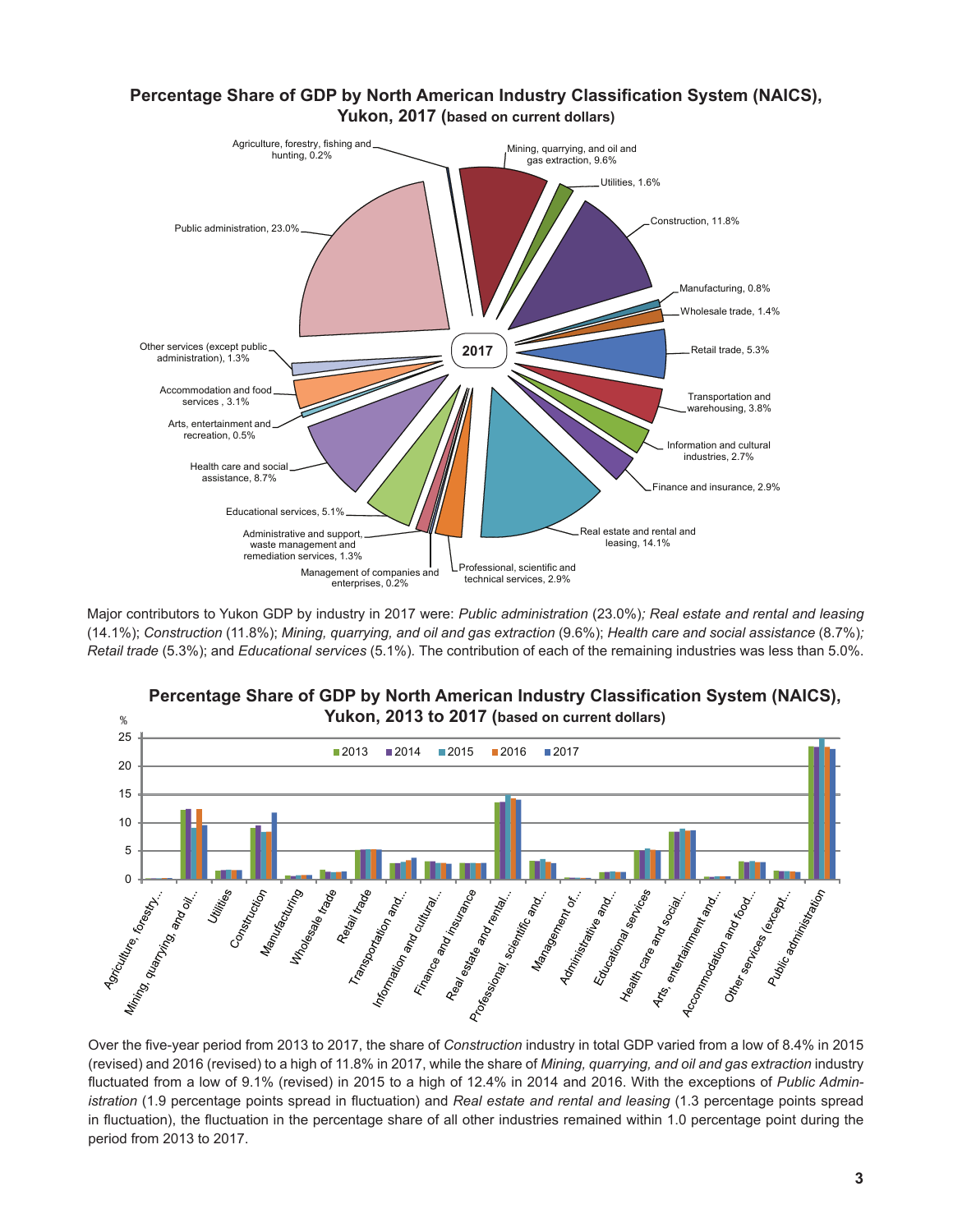**Percentage Share of GDP by North American Industry Classification System (NAICS), Yukon, 2017 (based on current dollars)**

Major contributors to Yukon GDP by industry in 2017 were: *Public administration* (23.0%); *Real estate and rental and leasing* (14.1%); *Construction* (11.8%); *Mining, quarrying, and oil and gas extraction* (9.6%); *Health care and social assistance* (8.7%); *Retail trade* (5.3%); and *Educational services* (5.1%). The contribution of each of the remaining industries was less than 5.0%.

**Percentage Share of GDP by North American Industry Classification System (NAICS), Yukon, 2013 to 2017 (based on current dollars)**

Over the five-year period from 2013 to 2017, the share of *Construction* industry in total GDP varied from a low of 8.4% in 2015 (revised) and 2016 (revised) to a high of 11.8% in 2017, while the share of *Mining, quarrying, and oil and gas extraction* industry fluctuated from a low of 9.1% (revised) in 2015 to a high of 12.4% in 2014 and 2016. With the exceptions of *Public Administration* (1.9 percentage points spread in fluctuation) and *Real estate and rental and leasing* (1.3 percentage points spread in fluctuation), the fluctuation in the percentage share of all other industries remained within 1.0 percentage point during the period from 2013 to 2017.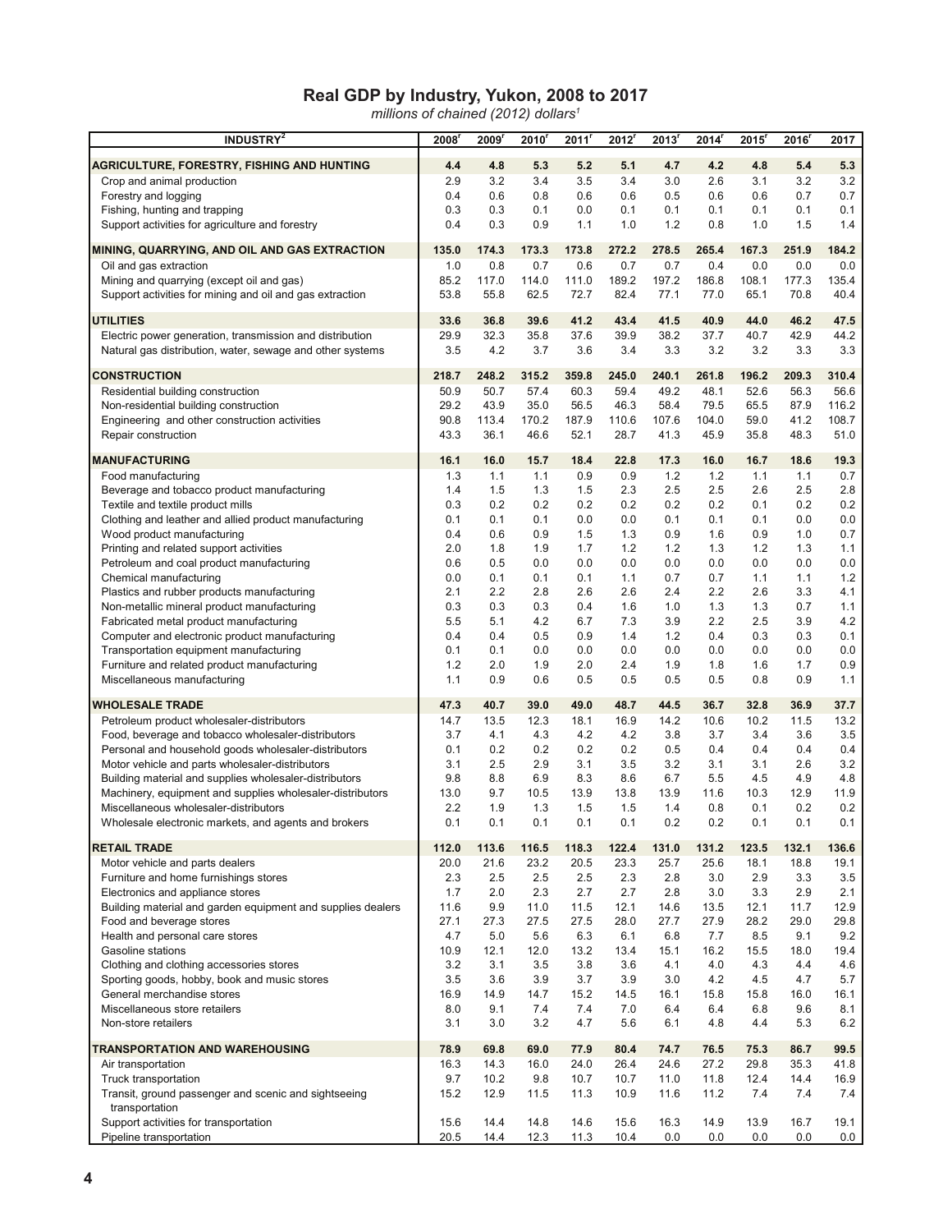# Real GDP by Industry, Yukon, 2008 to 2017

*millions of chained (2012) dollars[1]*

| INDUSTRY[2] | 2008[r] | 2009[r] | 2010[r] | 2011[r] | 2012[r] | 2013[r] | 2014[r] | 2015[r] | 2016[r] | 2017 |
|---|---|---|---|---|---|---|---|---|---|---|
| **AGRICULTURE, FORESTRY, FISHING AND HUNTING** | **4.4** | **4.8** | **5.3** | **5.2** | **5.1** | **4.7** | **4.2** | **4.8** | **5.4** | **5.3** |
| Crop and animal production | 2.9 | 3.2 | 3.4 | 3.5 | 3.4 | 3.0 | 2.6 | 3.1 | 3.2 | 3.2 |
| Forestry and logging | 0.4 | 0.6 | 0.8 | 0.6 | 0.6 | 0.5 | 0.6 | 0.6 | 0.7 | 0.7 |
| Fishing, hunting and trapping | 0.3 | 0.3 | 0.1 | 0.0 | 0.1 | 0.1 | 0.1 | 0.1 | 0.1 | 0.1 |
| Support activities for agriculture and forestry | 0.4 | 0.3 | 0.9 | 1.1 | 1.0 | 1.2 | 0.8 | 1.0 | 1.5 | 1.4 |
| **MINING, QUARRYING, AND OIL AND GAS EXTRACTION** | **135.0** | **174.3** | **173.3** | **173.8** | **272.2** | **278.5** | **265.4** | **167.3** | **251.9** | **184.2** |
| Oil and gas extraction | 1.0 | 0.8 | 0.7 | 0.6 | 0.7 | 0.7 | 0.4 | 0.0 | 0.0 | 0.0 |
| Mining and quarrying (except oil and gas) | 85.2 | 117.0 | 114.0 | 111.0 | 189.2 | 197.2 | 186.8 | 108.1 | 177.3 | 135.4 |
| Support activities for mining and oil and gas extraction | 53.8 | 55.8 | 62.5 | 72.7 | 82.4 | 77.1 | 77.0 | 65.1 | 70.8 | 40.4 |
| **UTILITIES** | **33.6** | **36.8** | **39.6** | **41.2** | **43.4** | **41.5** | **40.9** | **44.0** | **46.2** | **47.5** |
| Electric power generation, transmission and distribution | 29.9 | 32.3 | 35.8 | 37.6 | 39.9 | 38.2 | 37.7 | 40.7 | 42.9 | 44.2 |
| Natural gas distribution, water, sewage and other systems | 3.5 | 4.2 | 3.7 | 3.6 | 3.4 | 3.3 | 3.2 | 3.2 | 3.3 | 3.3 |
| **CONSTRUCTION** | **218.7** | **248.2** | **315.2** | **359.8** | **245.0** | **240.1** | **261.8** | **196.2** | **209.3** | **310.4** |
| Residential building construction | 50.9 | 50.7 | 57.4 | 60.3 | 59.4 | 49.2 | 48.1 | 52.6 | 56.3 | 56.6 |
| Non-residential building construction | 29.2 | 43.9 | 35.0 | 56.5 | 46.3 | 58.4 | 79.5 | 65.5 | 87.9 | 116.2 |
| Engineering and other construction activities | 90.8 | 113.4 | 170.2 | 187.9 | 110.6 | 107.6 | 104.0 | 59.0 | 41.2 | 108.7 |
| Repair construction | 43.3 | 36.1 | 46.6 | 52.1 | 28.7 | 41.3 | 45.9 | 35.8 | 48.3 | 51.0 |
| **MANUFACTURING** | **16.1** | **16.0** | **15.7** | **18.4** | **22.8** | **17.3** | **16.0** | **16.7** | **18.6** | **19.3** |
| Food manufacturing | 1.3 | 1.1 | 1.1 | 0.9 | 0.9 | 1.2 | 1.2 | 1.1 | 1.1 | 0.7 |
| Beverage and tobacco product manufacturing | 1.4 | 1.5 | 1.3 | 1.5 | 2.3 | 2.5 | 2.5 | 2.6 | 2.5 | 2.8 |
| Textile and textile product mills | 0.3 | 0.2 | 0.2 | 0.2 | 0.2 | 0.2 | 0.2 | 0.1 | 0.2 | 0.2 |
| Clothing and leather and allied product manufacturing | 0.1 | 0.1 | 0.1 | 0.0 | 0.0 | 0.1 | 0.1 | 0.1 | 0.0 | 0.0 |
| Wood product manufacturing | 0.4 | 0.6 | 0.9 | 1.5 | 1.3 | 0.9 | 1.6 | 0.9 | 1.0 | 0.7 |
| Printing and related support activities | 2.0 | 1.8 | 1.9 | 1.7 | 1.2 | 1.2 | 1.3 | 1.2 | 1.3 | 1.1 |
| Petroleum and coal product manufacturing | 0.6 | 0.5 | 0.0 | 0.0 | 0.0 | 0.0 | 0.0 | 0.0 | 0.0 | 0.0 |
| Chemical manufacturing | 0.0 | 0.1 | 0.1 | 0.1 | 1.1 | 0.7 | 0.7 | 1.1 | 1.1 | 1.2 |
| Plastics and rubber products manufacturing | 2.1 | 2.2 | 2.8 | 2.6 | 2.6 | 2.4 | 2.2 | 2.6 | 3.3 | 4.1 |
| Non-metallic mineral product manufacturing | 0.3 | 0.3 | 0.3 | 0.4 | 1.6 | 1.0 | 1.3 | 1.3 | 0.7 | 1.1 |
| Fabricated metal product manufacturing | 5.5 | 5.1 | 4.2 | 6.7 | 7.3 | 3.9 | 2.2 | 2.5 | 3.9 | 4.2 |
| Computer and electronic product manufacturing | 0.4 | 0.4 | 0.5 | 0.9 | 1.4 | 1.2 | 0.4 | 0.3 | 0.3 | 0.1 |
| Transportation equipment manufacturing | 0.1 | 0.1 | 0.0 | 0.0 | 0.0 | 0.0 | 0.0 | 0.0 | 0.0 | 0.0 |
| Furniture and related product manufacturing | 1.2 | 2.0 | 1.9 | 2.0 | 2.4 | 1.9 | 1.8 | 1.6 | 1.7 | 0.9 |
| Miscellaneous manufacturing | 1.1 | 0.9 | 0.6 | 0.5 | 0.5 | 0.5 | 0.5 | 0.8 | 0.9 | 1.1 |
| **WHOLESALE TRADE** | **47.3** | **40.7** | **39.0** | **49.0** | **48.7** | **44.5** | **36.7** | **32.8** | **36.9** | **37.7** |
| Petroleum product wholesaler-distributors | 14.7 | 13.5 | 12.3 | 18.1 | 16.9 | 14.2 | 10.6 | 10.2 | 11.5 | 13.2 |
| Food, beverage and tobacco wholesaler-distributors | 3.7 | 4.1 | 4.3 | 4.2 | 4.2 | 3.8 | 3.7 | 3.4 | 3.6 | 3.5 |
| Personal and household goods wholesaler-distributors | 0.1 | 0.2 | 0.2 | 0.2 | 0.2 | 0.5 | 0.4 | 0.4 | 0.4 | 0.4 |
| Motor vehicle and parts wholesaler-distributors | 3.1 | 2.5 | 2.9 | 3.1 | 3.5 | 3.2 | 3.1 | 3.1 | 2.6 | 3.2 |
| Building material and supplies wholesaler-distributors | 9.8 | 8.8 | 6.9 | 8.3 | 8.6 | 6.7 | 5.5 | 4.5 | 4.9 | 4.8 |
| Machinery, equipment and supplies wholesaler-distributors | 13.0 | 9.7 | 10.5 | 13.9 | 13.8 | 13.9 | 11.6 | 10.3 | 12.9 | 11.9 |
| Miscellaneous wholesaler-distributors | 2.2 | 1.9 | 1.3 | 1.5 | 1.5 | 1.4 | 0.8 | 0.1 | 0.2 | 0.2 |
| Wholesale electronic markets, and agents and brokers | 0.1 | 0.1 | 0.1 | 0.1 | 0.1 | 0.2 | 0.2 | 0.1 | 0.1 | 0.1 |
| **RETAIL TRADE** | **112.0** | **113.6** | **116.5** | **118.3** | **122.4** | **131.0** | **131.2** | **123.5** | **132.1** | **136.6** |
| Motor vehicle and parts dealers | 20.0 | 21.6 | 23.2 | 20.5 | 23.3 | 25.7 | 25.6 | 18.1 | 18.8 | 19.1 |
| Furniture and home furnishings stores | 2.3 | 2.5 | 2.5 | 2.5 | 2.3 | 2.8 | 3.0 | 2.9 | 3.3 | 3.5 |
| Electronics and appliance stores | 1.7 | 2.0 | 2.3 | 2.7 | 2.7 | 2.8 | 3.0 | 3.3 | 2.9 | 2.1 |
| Building material and garden equipment and supplies dealers | 11.6 | 9.9 | 11.0 | 11.5 | 12.1 | 14.6 | 13.5 | 12.1 | 11.7 | 12.9 |
| Food and beverage stores | 27.1 | 27.3 | 27.5 | 27.5 | 28.0 | 27.7 | 27.9 | 28.2 | 29.0 | 29.8 |
| Health and personal care stores | 4.7 | 5.0 | 5.6 | 6.3 | 6.1 | 6.8 | 7.7 | 8.5 | 9.1 | 9.2 |
| Gasoline stations | 10.9 | 12.1 | 12.0 | 13.2 | 13.4 | 15.1 | 16.2 | 15.5 | 18.0 | 19.4 |
| Clothing and clothing accessories stores | 3.2 | 3.1 | 3.5 | 3.8 | 3.6 | 4.1 | 4.0 | 4.3 | 4.4 | 4.6 |
| Sporting goods, hobby, book and music stores | 3.5 | 3.6 | 3.9 | 3.7 | 3.9 | 3.0 | 4.2 | 4.5 | 4.7 | 5.7 |
| General merchandise stores | 16.9 | 14.9 | 14.7 | 15.2 | 14.5 | 16.1 | 15.8 | 15.8 | 16.0 | 16.1 |
| Miscellaneous store retailers | 8.0 | 9.1 | 7.4 | 7.4 | 7.0 | 6.4 | 6.4 | 6.8 | 9.6 | 8.1 |
| Non-store retailers | 3.1 | 3.0 | 3.2 | 4.7 | 5.6 | 6.1 | 4.8 | 4.4 | 5.3 | 6.2 |
| **TRANSPORTATION AND WAREHOUSING** | **78.9** | **69.8** | **69.0** | **77.9** | **80.4** | **74.7** | **76.5** | **75.3** | **86.7** | **99.5** |
| Air transportation | 16.3 | 14.3 | 16.0 | 24.0 | 26.4 | 24.6 | 27.2 | 29.8 | 35.3 | 41.8 |
| Truck transportation | 9.7 | 10.2 | 9.8 | 10.7 | 10.7 | 11.0 | 11.8 | 12.4 | 14.4 | 16.9 |
| Transit, ground passenger and scenic and sightseeing transportation | 15.2 | 12.9 | 11.5 | 11.3 | 10.9 | 11.6 | 11.2 | 7.4 | 7.4 | 7.4 |
| Support activities for transportation | 15.6 | 14.4 | 14.8 | 14.6 | 15.6 | 16.3 | 14.9 | 13.9 | 16.7 | 19.1 |
| Pipeline transportation | 20.5 | 14.4 | 12.3 | 11.3 | 10.4 | 0.0 | 0.0 | 0.0 | 0.0 | 0.0 |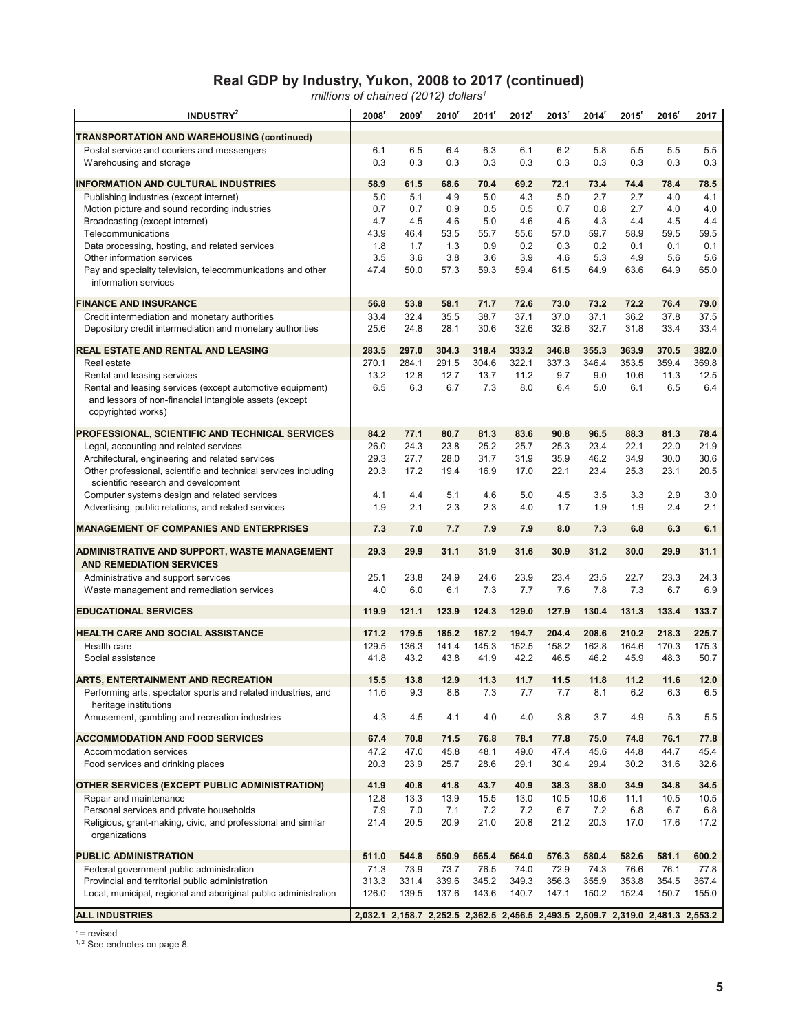# Real GDP by Industry, Yukon, 2008 to 2017 (continued)

*millions of chained (2012) dollars[1]*

| INDUSTRY[2] | 2008[r] | 2009[r] | 2010[r] | 2011[r] | 2012[r] | 2013[r] | 2014[r] | 2015[r] | 2016[r] | 2017 |
|---|---|---|---|---|---|---|---|---|---|---|
| **TRANSPORTATION AND WAREHOUSING (continued)** | | | | | | | | | | |
| Postal service and couriers and messengers | 6.1 | 6.5 | 6.4 | 6.3 | 6.1 | 6.2 | 5.8 | 5.5 | 5.5 | 5.5 |
| Warehousing and storage | 0.3 | 0.3 | 0.3 | 0.3 | 0.3 | 0.3 | 0.3 | 0.3 | 0.3 | 0.3 |
| **INFORMATION AND CULTURAL INDUSTRIES** | **58.9** | **61.5** | **68.6** | **70.4** | **69.2** | **72.1** | **73.4** | **74.4** | **78.4** | **78.5** |
| Publishing industries (except internet) | 5.0 | 5.1 | 4.9 | 5.0 | 4.3 | 5.0 | 2.7 | 2.7 | 4.0 | 4.1 |
| Motion picture and sound recording industries | 0.7 | 0.7 | 0.9 | 0.5 | 0.5 | 0.7 | 0.8 | 2.7 | 4.0 | 4.0 |
| Broadcasting (except internet) | 4.7 | 4.5 | 4.6 | 5.0 | 4.6 | 4.6 | 4.3 | 4.4 | 4.5 | 4.4 |
| Telecommunications | 43.9 | 46.4 | 53.5 | 55.7 | 55.6 | 57.0 | 59.7 | 58.9 | 59.5 | 59.5 |
| Data processing, hosting, and related services | 1.8 | 1.7 | 1.3 | 0.9 | 0.2 | 0.3 | 0.2 | 0.1 | 0.1 | 0.1 |
| Other information services | 3.5 | 3.6 | 3.8 | 3.6 | 3.9 | 4.6 | 5.3 | 4.9 | 5.6 | 5.6 |
| Pay and specialty television, telecommunications and other information services | 47.4 | 50.0 | 57.3 | 59.3 | 59.4 | 61.5 | 64.9 | 63.6 | 64.9 | 65.0 |
| **FINANCE AND INSURANCE** | **56.8** | **53.8** | **58.1** | **71.7** | **72.6** | **73.0** | **73.2** | **72.2** | **76.4** | **79.0** |
| Credit intermediation and monetary authorities | 33.4 | 32.4 | 35.5 | 38.7 | 37.1 | 37.0 | 37.1 | 36.2 | 37.8 | 37.5 |
| Depository credit intermediation and monetary authorities | 25.6 | 24.8 | 28.1 | 30.6 | 32.6 | 32.6 | 32.7 | 31.8 | 33.4 | 33.4 |
| **REAL ESTATE AND RENTAL AND LEASING** | **283.5** | **297.0** | **304.3** | **318.4** | **333.2** | **346.8** | **355.3** | **363.9** | **370.5** | **382.0** |
| Real estate | 270.1 | 284.1 | 291.5 | 304.6 | 322.1 | 337.3 | 346.4 | 353.5 | 359.4 | 369.8 |
| Rental and leasing services | 13.2 | 12.8 | 12.7 | 13.7 | 11.2 | 9.7 | 9.0 | 10.6 | 11.3 | 12.5 |
| Rental and leasing services (except automotive equipment) and lessors of non-financial intangible assets (except copyrighted works) | 6.5 | 6.3 | 6.7 | 7.3 | 8.0 | 6.4 | 5.0 | 6.1 | 6.5 | 6.4 |
| **PROFESSIONAL, SCIENTIFIC AND TECHNICAL SERVICES** | **84.2** | **77.1** | **80.7** | **81.3** | **83.6** | **90.8** | **96.5** | **88.3** | **81.3** | **78.4** |
| Legal, accounting and related services | 26.0 | 24.3 | 23.8 | 25.2 | 25.7 | 25.3 | 23.4 | 22.1 | 22.0 | 21.9 |
| Architectural, engineering and related services | 29.3 | 27.7 | 28.0 | 31.7 | 31.9 | 35.9 | 46.2 | 34.9 | 30.0 | 30.6 |
| Other professional, scientific and technical services including scientific research and development | 20.3 | 17.2 | 19.4 | 16.9 | 17.0 | 22.1 | 23.4 | 25.3 | 23.1 | 20.5 |
| Computer systems design and related services | 4.1 | 4.4 | 5.1 | 4.6 | 5.0 | 4.5 | 3.5 | 3.3 | 2.9 | 3.0 |
| Advertising, public relations, and related services | 1.9 | 2.1 | 2.3 | 2.3 | 4.0 | 1.7 | 1.9 | 1.9 | 2.4 | 2.1 |
| **MANAGEMENT OF COMPANIES AND ENTERPRISES** | **7.3** | **7.0** | **7.7** | **7.9** | **7.9** | **8.0** | **7.3** | **6.8** | **6.3** | **6.1** |
| **ADMINISTRATIVE AND SUPPORT, WASTE MANAGEMENT AND REMEDIATION SERVICES** | **29.3** | **29.9** | **31.1** | **31.9** | **31.6** | **30.9** | **31.2** | **30.0** | **29.9** | **31.1** |
| Administrative and support services | 25.1 | 23.8 | 24.9 | 24.6 | 23.9 | 23.4 | 23.5 | 22.7 | 23.3 | 24.3 |
| Waste management and remediation services | 4.0 | 6.0 | 6.1 | 7.3 | 7.7 | 7.6 | 7.8 | 7.3 | 6.7 | 6.9 |
| **EDUCATIONAL SERVICES** | **119.9** | **121.1** | **123.9** | **124.3** | **129.0** | **127.9** | **130.4** | **131.3** | **133.4** | **133.7** |
| **HEALTH CARE AND SOCIAL ASSISTANCE** | **171.2** | **179.5** | **185.2** | **187.2** | **194.7** | **204.4** | **208.6** | **210.2** | **218.3** | **225.7** |
| Health care | 129.5 | 136.3 | 141.4 | 145.3 | 152.5 | 158.2 | 162.8 | 164.6 | 170.3 | 175.3 |
| Social assistance | 41.8 | 43.2 | 43.8 | 41.9 | 42.2 | 46.5 | 46.2 | 45.9 | 48.3 | 50.7 |
| **ARTS, ENTERTAINMENT AND RECREATION** | **15.5** | **13.8** | **12.9** | **11.3** | **11.7** | **11.5** | **11.8** | **11.2** | **11.6** | **12.0** |
| Performing arts, spectator sports and related industries, and heritage institutions | 11.6 | 9.3 | 8.8 | 7.3 | 7.7 | 7.7 | 8.1 | 6.2 | 6.3 | 6.5 |
| Amusement, gambling and recreation industries | 4.3 | 4.5 | 4.1 | 4.0 | 4.0 | 3.8 | 3.7 | 4.9 | 5.3 | 5.5 |
| **ACCOMMODATION AND FOOD SERVICES** | **67.4** | **70.8** | **71.5** | **76.8** | **78.1** | **77.8** | **75.0** | **74.8** | **76.1** | **77.8** |
| Accommodation services | 47.2 | 47.0 | 45.8 | 48.1 | 49.0 | 47.4 | 45.6 | 44.8 | 44.7 | 45.4 |
| Food services and drinking places | 20.3 | 23.9 | 25.7 | 28.6 | 29.1 | 30.4 | 29.4 | 30.2 | 31.6 | 32.6 |
| **OTHER SERVICES (EXCEPT PUBLIC ADMINISTRATION)** | **41.9** | **40.8** | **41.8** | **43.7** | **40.9** | **38.3** | **38.0** | **34.9** | **34.8** | **34.5** |
| Repair and maintenance | 12.8 | 13.3 | 13.9 | 15.5 | 13.0 | 10.5 | 10.6 | 11.1 | 10.5 | 10.5 |
| Personal services and private households | 7.9 | 7.0 | 7.1 | 7.2 | 7.2 | 6.7 | 7.2 | 6.8 | 6.7 | 6.8 |
| Religious, grant-making, civic, and professional and similar organizations | 21.4 | 20.5 | 20.9 | 21.0 | 20.8 | 21.2 | 20.3 | 17.0 | 17.6 | 17.2 |
| **PUBLIC ADMINISTRATION** | **511.0** | **544.8** | **550.9** | **565.4** | **564.0** | **576.3** | **580.4** | **582.6** | **581.1** | **600.2** |
| Federal government public administration | 71.3 | 73.9 | 73.7 | 76.5 | 74.0 | 72.9 | 74.3 | 76.6 | 76.1 | 77.8 |
| Provincial and territorial public administration | 313.3 | 331.4 | 339.6 | 345.2 | 349.3 | 356.3 | 355.9 | 353.8 | 354.5 | 367.4 |
| Local, municipal, regional and aboriginal public administration | 126.0 | 139.5 | 137.6 | 143.6 | 140.7 | 147.1 | 150.2 | 152.4 | 150.7 | 155.0 |
| **ALL INDUSTRIES** | **2,032.1** | **2,158.7** | **2,252.5** | **2,362.5** | **2,456.5** | **2,493.5** | **2,509.7** | **2,319.0** | **2,481.3** | **2,553.2** |

r = revised

1, 2 See endnotes on page 8.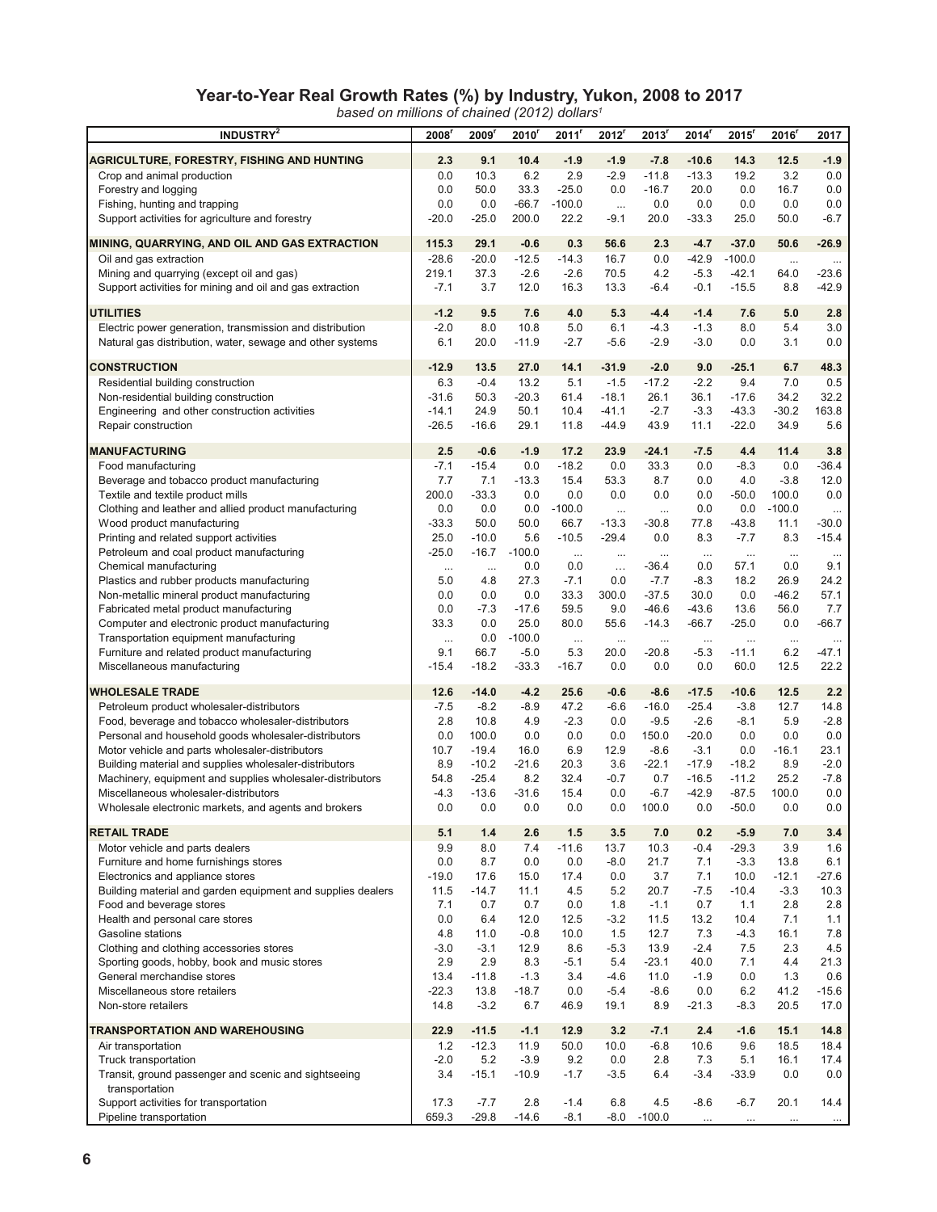## Year-to-Year Real Growth Rates (%) by Industry, Yukon, 2008 to 2017

*based on millions of chained (2012) dollars[1]*

| INDUSTRY[2] | 2008[r] | 2009[r] | 2010[r] | 2011[r] | 2012[r] | 2013[r] | 2014[r] | 2015[r] | 2016[r] | 2017 |
|---|---|---|---|---|---|---|---|---|---|---|
| **AGRICULTURE, FORESTRY, FISHING AND HUNTING** | **2.3** | **9.1** | **10.4** | **-1.9** | **-1.9** | **-7.8** | **-10.6** | **14.3** | **12.5** | **-1.9** |
| Crop and animal production | 0.0 | 10.3 | 6.2 | 2.9 | -2.9 | -11.8 | -13.3 | 19.2 | 3.2 | 0.0 |
| Forestry and logging | 0.0 | 50.0 | 33.3 | -25.0 | 0.0 | -16.7 | 20.0 | 0.0 | 16.7 | 0.0 |
| Fishing, hunting and trapping | 0.0 | 0.0 | -66.7 | -100.0 | ... | 0.0 | 0.0 | 0.0 | 0.0 | 0.0 |
| Support activities for agriculture and forestry | -20.0 | -25.0 | 200.0 | 22.2 | -9.1 | 20.0 | -33.3 | 25.0 | 50.0 | -6.7 |
| **MINING, QUARRYING, AND OIL AND GAS EXTRACTION** | **115.3** | **29.1** | **-0.6** | **0.3** | **56.6** | **2.3** | **-4.7** | **-37.0** | **50.6** | **-26.9** |
| Oil and gas extraction | -28.6 | -20.0 | -12.5 | -14.3 | 16.7 | 0.0 | -42.9 | -100.0 | ... | ... |
| Mining and quarrying (except oil and gas) | 219.1 | 37.3 | -2.6 | -2.6 | 70.5 | 4.2 | -5.3 | -42.1 | 64.0 | -23.6 |
| Support activities for mining and oil and gas extraction | -7.1 | 3.7 | 12.0 | 16.3 | 13.3 | -6.4 | -0.1 | -15.5 | 8.8 | -42.9 |
| **UTILITIES** | **-1.2** | **9.5** | **7.6** | **4.0** | **5.3** | **-4.4** | **-1.4** | **7.6** | **5.0** | **2.8** |
| Electric power generation, transmission and distribution | -2.0 | 8.0 | 10.8 | 5.0 | 6.1 | -4.3 | -1.3 | 8.0 | 5.4 | 3.0 |
| Natural gas distribution, water, sewage and other systems | 6.1 | 20.0 | -11.9 | -2.7 | -5.6 | -2.9 | -3.0 | 0.0 | 3.1 | 0.0 |
| **CONSTRUCTION** | **-12.9** | **13.5** | **27.0** | **14.1** | **-31.9** | **-2.0** | **9.0** | **-25.1** | **6.7** | **48.3** |
| Residential building construction | 6.3 | -0.4 | 13.2 | 5.1 | -1.5 | -17.2 | -2.2 | 9.4 | 7.0 | 0.5 |
| Non-residential building construction | -31.6 | 50.3 | -20.3 | 61.4 | -18.1 | 26.1 | 36.1 | -17.6 | 34.2 | 32.2 |
| Engineering and other construction activities | -14.1 | 24.9 | 50.1 | 10.4 | -41.1 | -2.7 | -3.3 | -43.3 | -30.2 | 163.8 |
| Repair construction | -26.5 | -16.6 | 29.1 | 11.8 | -44.9 | 43.9 | 11.1 | -22.0 | 34.9 | 5.6 |
| **MANUFACTURING** | **2.5** | **-0.6** | **-1.9** | **17.2** | **23.9** | **-24.1** | **-7.5** | **4.4** | **11.4** | **3.8** |
| Food manufacturing | -7.1 | -15.4 | 0.0 | -18.2 | 0.0 | 33.3 | 0.0 | -8.3 | 0.0 | -36.4 |
| Beverage and tobacco product manufacturing | 7.7 | 7.1 | -13.3 | 15.4 | 53.3 | 8.7 | 0.0 | 4.0 | -3.8 | 12.0 |
| Textile and textile product mills | 200.0 | -33.3 | 0.0 | 0.0 | 0.0 | 0.0 | 0.0 | -50.0 | 100.0 | 0.0 |
| Clothing and leather and allied product manufacturing | 0.0 | 0.0 | 0.0 | -100.0 | ... | ... | 0.0 | 0.0 | -100.0 | ... |
| Wood product manufacturing | -33.3 | 50.0 | 50.0 | 66.7 | -13.3 | -30.8 | 77.8 | -43.8 | 11.1 | -30.0 |
| Printing and related support activities | 25.0 | -10.0 | 5.6 | -10.5 | -29.4 | 0.0 | 8.3 | -7.7 | 8.3 | -15.4 |
| Petroleum and coal product manufacturing | -25.0 | -16.7 | -100.0 | ... | ... | ... | ... | ... | ... | ... |
| Chemical manufacturing | ... | ... | 0.0 | 0.0 | ... | -36.4 | 0.0 | 57.1 | 0.0 | 9.1 |
| Plastics and rubber products manufacturing | 5.0 | 4.8 | 27.3 | -7.1 | 0.0 | -7.7 | -8.3 | 18.2 | 26.9 | 24.2 |
| Non-metallic mineral product manufacturing | 0.0 | 0.0 | 0.0 | 33.3 | 300.0 | -37.5 | 30.0 | 0.0 | -46.2 | 57.1 |
| Fabricated metal product manufacturing | 0.0 | -7.3 | -17.6 | 59.5 | 9.0 | -46.6 | -43.6 | 13.6 | 56.0 | 7.7 |
| Computer and electronic product manufacturing | 33.3 | 0.0 | 25.0 | 80.0 | 55.6 | -14.3 | -66.7 | -25.0 | 0.0 | -66.7 |
| Transportation equipment manufacturing | ... | 0.0 | -100.0 | ... | ... | ... | ... | ... | ... | ... |
| Furniture and related product manufacturing | 9.1 | 66.7 | -5.0 | 5.3 | 20.0 | -20.8 | -5.3 | -11.1 | 6.2 | -47.1 |
| Miscellaneous manufacturing | -15.4 | -18.2 | -33.3 | -16.7 | 0.0 | 0.0 | 0.0 | 60.0 | 12.5 | 22.2 |
| **WHOLESALE TRADE** | **12.6** | **-14.0** | **-4.2** | **25.6** | **-0.6** | **-8.6** | **-17.5** | **-10.6** | **12.5** | **2.2** |
| Petroleum product wholesaler-distributors | -7.5 | -8.2 | -8.9 | 47.2 | -6.6 | -16.0 | -25.4 | -3.8 | 12.7 | 14.8 |
| Food, beverage and tobacco wholesaler-distributors | 2.8 | 10.8 | 4.9 | -2.3 | 0.0 | -9.5 | -2.6 | -8.1 | 5.9 | -2.8 |
| Personal and household goods wholesaler-distributors | 0.0 | 100.0 | 0.0 | 0.0 | 0.0 | 150.0 | -20.0 | 0.0 | 0.0 | 0.0 |
| Motor vehicle and parts wholesaler-distributors | 10.7 | -19.4 | 16.0 | 6.9 | 12.9 | -8.6 | -3.1 | 0.0 | -16.1 | 23.1 |
| Building material and supplies wholesaler-distributors | 8.9 | -10.2 | -21.6 | 20.3 | 3.6 | -22.1 | -17.9 | -18.2 | 8.9 | -2.0 |
| Machinery, equipment and supplies wholesaler-distributors | 54.8 | -25.4 | 8.2 | 32.4 | -0.7 | 0.7 | -16.5 | -11.2 | 25.2 | -7.8 |
| Miscellaneous wholesaler-distributors | -4.3 | -13.6 | -31.6 | 15.4 | 0.0 | -6.7 | -42.9 | -87.5 | 100.0 | 0.0 |
| Wholesale electronic markets, and agents and brokers | 0.0 | 0.0 | 0.0 | 0.0 | 0.0 | 100.0 | 0.0 | -50.0 | 0.0 | 0.0 |
| **RETAIL TRADE** | **5.1** | **1.4** | **2.6** | **1.5** | **3.5** | **7.0** | **0.2** | **-5.9** | **7.0** | **3.4** |
| Motor vehicle and parts dealers | 9.9 | 8.0 | 7.4 | -11.6 | 13.7 | 10.3 | -0.4 | -29.3 | 3.9 | 1.6 |
| Furniture and home furnishings stores | 0.0 | 8.7 | 0.0 | 0.0 | -8.0 | 21.7 | 7.1 | -3.3 | 13.8 | 6.1 |
| Electronics and appliance stores | -19.0 | 17.6 | 15.0 | 17.4 | 0.0 | 3.7 | 7.1 | 10.0 | -12.1 | -27.6 |
| Building material and garden equipment and supplies dealers | 11.5 | -14.7 | 11.1 | 4.5 | 5.2 | 20.7 | -7.5 | -10.4 | -3.3 | 10.3 |
| Food and beverage stores | 7.1 | 0.7 | 0.7 | 0.0 | 1.8 | -1.1 | 0.7 | 1.1 | 2.8 | 2.8 |
| Health and personal care stores | 0.0 | 6.4 | 12.0 | 12.5 | -3.2 | 11.5 | 13.2 | 10.4 | 7.1 | 1.1 |
| Gasoline stations | 4.8 | 11.0 | -0.8 | 10.0 | 1.5 | 12.7 | 7.3 | -4.3 | 16.1 | 7.8 |
| Clothing and clothing accessories stores | -3.0 | -3.1 | 12.9 | 8.6 | -5.3 | 13.9 | -2.4 | 7.5 | 2.3 | 4.5 |
| Sporting goods, hobby, book and music stores | 2.9 | 2.9 | 8.3 | -5.1 | 5.4 | -23.1 | 40.0 | 7.1 | 4.4 | 21.3 |
| General merchandise stores | 13.4 | -11.8 | -1.3 | 3.4 | -4.6 | 11.0 | -1.9 | 0.0 | 1.3 | 0.6 |
| Miscellaneous store retailers | -22.3 | 13.8 | -18.7 | 0.0 | -5.4 | -8.6 | 0.0 | 6.2 | 41.2 | -15.6 |
| Non-store retailers | 14.8 | -3.2 | 6.7 | 46.9 | 19.1 | 8.9 | -21.3 | -8.3 | 20.5 | 17.0 |
| **TRANSPORTATION AND WAREHOUSING** | **22.9** | **-11.5** | **-1.1** | **12.9** | **3.2** | **-7.1** | **2.4** | **-1.6** | **15.1** | **14.8** |
| Air transportation | 1.2 | -12.3 | 11.9 | 50.0 | 10.0 | -6.8 | 10.6 | 9.6 | 18.5 | 18.4 |
| Truck transportation | -2.0 | 5.2 | -3.9 | 9.2 | 0.0 | 2.8 | 7.3 | 5.1 | 16.1 | 17.4 |
| Transit, ground passenger and scenic and sightseeing transportation | 3.4 | -15.1 | -10.9 | -1.7 | -3.5 | 6.4 | -3.4 | -33.9 | 0.0 | 0.0 |
| Support activities for transportation | 17.3 | -7.7 | 2.8 | -1.4 | 6.8 | 4.5 | -8.6 | -6.7 | 20.1 | 14.4 |
| Pipeline transportation | 659.3 | -29.8 | -14.6 | -8.1 | -8.0 | -100.0 | ... | ... | ... | ... |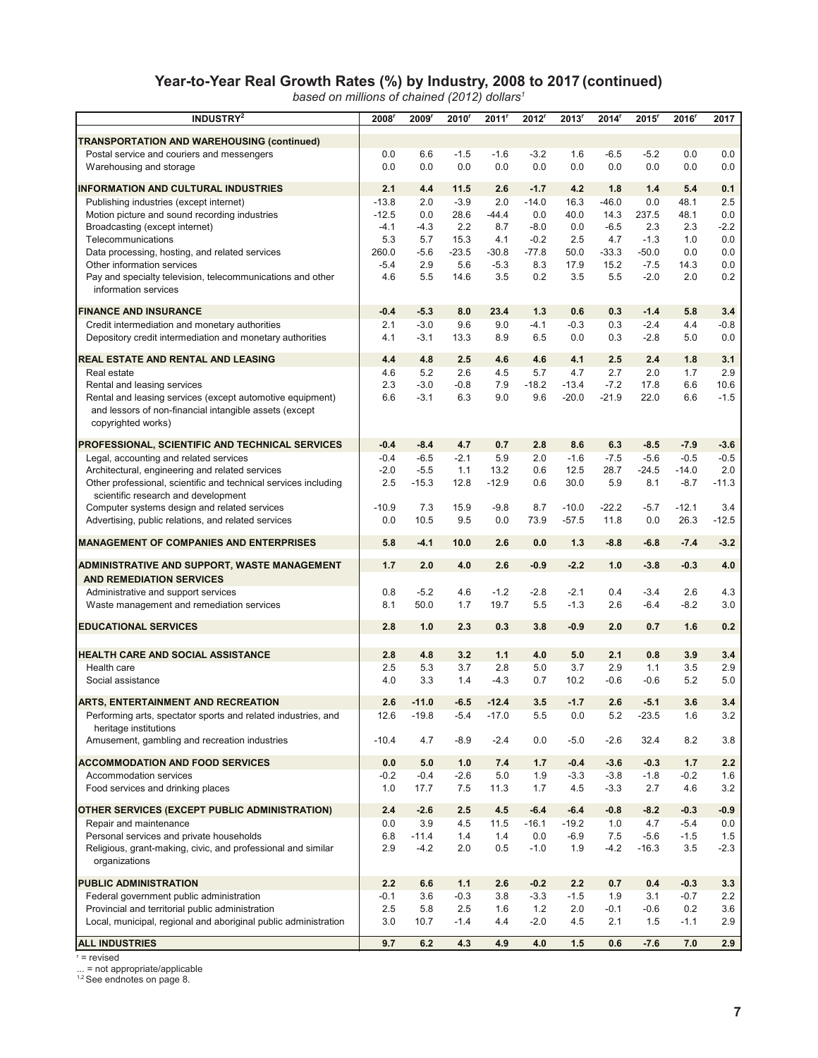## Year-to-Year Real Growth Rates (%) by Industry, 2008 to 2017 (continued)

*based on millions of chained (2012) dollars[1]*

| INDUSTRY[2] | 2008[r] | 2009[r] | 2010[r] | 2011[r] | 2012[r] | 2013[r] | 2014[r] | 2015[r] | 2016[r] | 2017 |
|---|---|---|---|---|---|---|---|---|---|---|
| **TRANSPORTATION AND WAREHOUSING (continued)** | | | | | | | | | | |
| Postal service and couriers and messengers | 0.0 | 6.6 | -1.5 | -1.6 | -3.2 | 1.6 | -6.5 | -5.2 | 0.0 | 0.0 |
| Warehousing and storage | 0.0 | 0.0 | 0.0 | 0.0 | 0.0 | 0.0 | 0.0 | 0.0 | 0.0 | 0.0 |
| **INFORMATION AND CULTURAL INDUSTRIES** | **2.1** | **4.4** | **11.5** | **2.6** | **-1.7** | **4.2** | **1.8** | **1.4** | **5.4** | **0.1** |
| Publishing industries (except internet) | -13.8 | 2.0 | -3.9 | 2.0 | -14.0 | 16.3 | -46.0 | 0.0 | 48.1 | 2.5 |
| Motion picture and sound recording industries | -12.5 | 0.0 | 28.6 | -44.4 | 0.0 | 40.0 | 14.3 | 237.5 | 48.1 | 0.0 |
| Broadcasting (except internet) | -4.1 | -4.3 | 2.2 | 8.7 | -8.0 | 0.0 | -6.5 | 2.3 | 2.3 | -2.2 |
| Telecommunications | 5.3 | 5.7 | 15.3 | 4.1 | -0.2 | 2.5 | 4.7 | -1.3 | 1.0 | 0.0 |
| Data processing, hosting, and related services | 260.0 | -5.6 | -23.5 | -30.8 | -77.8 | 50.0 | -33.3 | -50.0 | 0.0 | 0.0 |
| Other information services | -5.4 | 2.9 | 5.6 | -5.3 | 8.3 | 17.9 | 15.2 | -7.5 | 14.3 | 0.0 |
| Pay and specialty television, telecommunications and other information services | 4.6 | 5.5 | 14.6 | 3.5 | 0.2 | 3.5 | 5.5 | -2.0 | 2.0 | 0.2 |
| **FINANCE AND INSURANCE** | **-0.4** | **-5.3** | **8.0** | **23.4** | **1.3** | **0.6** | **0.3** | **-1.4** | **5.8** | **3.4** |
| Credit intermediation and monetary authorities | 2.1 | -3.0 | 9.6 | 9.0 | -4.1 | -0.3 | 0.3 | -2.4 | 4.4 | -0.8 |
| Depository credit intermediation and monetary authorities | 4.1 | -3.1 | 13.3 | 8.9 | 6.5 | 0.0 | 0.3 | -2.8 | 5.0 | 0.0 |
| **REAL ESTATE AND RENTAL AND LEASING** | **4.4** | **4.8** | **2.5** | **4.6** | **4.6** | **4.1** | **2.5** | **2.4** | **1.8** | **3.1** |
| Real estate | 4.6 | 5.2 | 2.6 | 4.5 | 5.7 | 4.7 | 2.7 | 2.0 | 1.7 | 2.9 |
| Rental and leasing services | 2.3 | -3.0 | -0.8 | 7.9 | -18.2 | -13.4 | -7.2 | 17.8 | 6.6 | 10.6 |
| Rental and leasing services (except automotive equipment) and lessors of non-financial intangible assets (except copyrighted works) | 6.6 | -3.1 | 6.3 | 9.0 | 9.6 | -20.0 | -21.9 | 22.0 | 6.6 | -1.5 |
| **PROFESSIONAL, SCIENTIFIC AND TECHNICAL SERVICES** | **-0.4** | **-8.4** | **4.7** | **0.7** | **2.8** | **8.6** | **6.3** | **-8.5** | **-7.9** | **-3.6** |
| Legal, accounting and related services | -0.4 | -6.5 | -2.1 | 5.9 | 2.0 | -1.6 | -7.5 | -5.6 | -0.5 | -0.5 |
| Architectural, engineering and related services | -2.0 | -5.5 | 1.1 | 13.2 | 0.6 | 12.5 | 28.7 | -24.5 | -14.0 | 2.0 |
| Other professional, scientific and technical services including scientific research and development | 2.5 | -15.3 | 12.8 | -12.9 | 0.6 | 30.0 | 5.9 | 8.1 | -8.7 | -11.3 |
| Computer systems design and related services | -10.9 | 7.3 | 15.9 | -9.8 | 8.7 | -10.0 | -22.2 | -5.7 | -12.1 | 3.4 |
| Advertising, public relations, and related services | 0.0 | 10.5 | 9.5 | 0.0 | 73.9 | -57.5 | 11.8 | 0.0 | 26.3 | -12.5 |
| **MANAGEMENT OF COMPANIES AND ENTERPRISES** | **5.8** | **-4.1** | **10.0** | **2.6** | **0.0** | **1.3** | **-8.8** | **-6.8** | **-7.4** | **-3.2** |
| **ADMINISTRATIVE AND SUPPORT, WASTE MANAGEMENT AND REMEDIATION SERVICES** | **1.7** | **2.0** | **4.0** | **2.6** | **-0.9** | **-2.2** | **1.0** | **-3.8** | **-0.3** | **4.0** |
| Administrative and support services | 0.8 | -5.2 | 4.6 | -1.2 | -2.8 | -2.1 | 0.4 | -3.4 | 2.6 | 4.3 |
| Waste management and remediation services | 8.1 | 50.0 | 1.7 | 19.7 | 5.5 | -1.3 | 2.6 | -6.4 | -8.2 | 3.0 |
| **EDUCATIONAL SERVICES** | **2.8** | **1.0** | **2.3** | **0.3** | **3.8** | **-0.9** | **2.0** | **0.7** | **1.6** | **0.2** |
| **HEALTH CARE AND SOCIAL ASSISTANCE** | **2.8** | **4.8** | **3.2** | **1.1** | **4.0** | **5.0** | **2.1** | **0.8** | **3.9** | **3.4** |
| Health care | 2.5 | 5.3 | 3.7 | 2.8 | 5.0 | 3.7 | 2.9 | 1.1 | 3.5 | 2.9 |
| Social assistance | 4.0 | 3.3 | 1.4 | -4.3 | 0.7 | 10.2 | -0.6 | -0.6 | 5.2 | 5.0 |
| **ARTS, ENTERTAINMENT AND RECREATION** | **2.6** | **-11.0** | **-6.5** | **-12.4** | **3.5** | **-1.7** | **2.6** | **-5.1** | **3.6** | **3.4** |
| Performing arts, spectator sports and related industries, and heritage institutions | 12.6 | -19.8 | -5.4 | -17.0 | 5.5 | 0.0 | 5.2 | -23.5 | 1.6 | 3.2 |
| Amusement, gambling and recreation industries | -10.4 | 4.7 | -8.9 | -2.4 | 0.0 | -5.0 | -2.6 | 32.4 | 8.2 | 3.8 |
| **ACCOMMODATION AND FOOD SERVICES** | **0.0** | **5.0** | **1.0** | **7.4** | **1.7** | **-0.4** | **-3.6** | **-0.3** | **1.7** | **2.2** |
| Accommodation services | -0.2 | -0.4 | -2.6 | 5.0 | 1.9 | -3.3 | -3.8 | -1.8 | -0.2 | 1.6 |
| Food services and drinking places | 1.0 | 17.7 | 7.5 | 11.3 | 1.7 | 4.5 | -3.3 | 2.7 | 4.6 | 3.2 |
| **OTHER SERVICES (EXCEPT PUBLIC ADMINISTRATION)** | **2.4** | **-2.6** | **2.5** | **4.5** | **-6.4** | **-6.4** | **-0.8** | **-8.2** | **-0.3** | **-0.9** |
| Repair and maintenance | 0.0 | 3.9 | 4.5 | 11.5 | -16.1 | -19.2 | 1.0 | 4.7 | -5.4 | 0.0 |
| Personal services and private households | 6.8 | -11.4 | 1.4 | 1.4 | 0.0 | -6.9 | 7.5 | -5.6 | -1.5 | 1.5 |
| Religious, grant-making, civic, and professional and similar organizations | 2.9 | -4.2 | 2.0 | 0.5 | -1.0 | 1.9 | -4.2 | -16.3 | 3.5 | -2.3 |
| **PUBLIC ADMINISTRATION** | **2.2** | **6.6** | **1.1** | **2.6** | **-0.2** | **2.2** | **0.7** | **0.4** | **-0.3** | **3.3** |
| Federal government public administration | -0.1 | 3.6 | -0.3 | 3.8 | -3.3 | -1.5 | 1.9 | 3.1 | -0.7 | 2.2 |
| Provincial and territorial public administration | 2.5 | 5.8 | 2.5 | 1.6 | 1.2 | 2.0 | -0.1 | -0.6 | 0.2 | 3.6 |
| Local, municipal, regional and aboriginal public administration | 3.0 | 10.7 | -1.4 | 4.4 | -2.0 | 4.5 | 2.1 | 1.5 | -1.1 | 2.9 |
| **ALL INDUSTRIES** | **9.7** | **6.2** | **4.3** | **4.9** | **4.0** | **1.5** | **0.6** | **-7.6** | **7.0** | **2.9** |

r = revised

... = not appropriate/applicable

[1,2] See endnotes on page 8.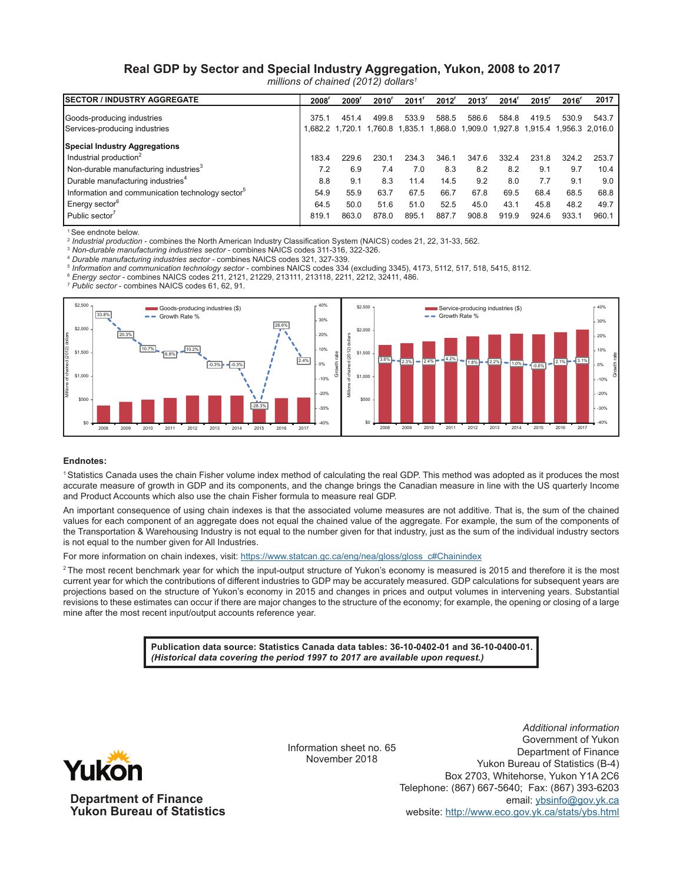## Real GDP by Sector and Special Industry Aggregation, Yukon, 2008 to 2017

*millions of chained (2012) dollars*[1]

| SECTOR / INDUSTRY AGGREGATE | 2008[r] | 2009[r] | 2010[r] | 2011[r] | 2012[r] | 2013[r] | 2014[r] | 2015[r] | 2016[r] | 2017 |
|---|---|---|---|---|---|---|---|---|---|---|
| Goods-producing industries | 375.1 | 451.4 | 499.8 | 533.9 | 588.5 | 586.6 | 584.8 | 419.5 | 530.9 | 543.7 |
| Services-producing industries | 1,682.2 | 1,720.1 | 1,760.8 | 1,835.1 | 1,868.0 | 1,909.0 | 1,927.8 | 1,915.4 | 1,956.3 | 2,016.0 |
| **Special Industry Aggregations** | | | | | | | | | | |
| Industrial production[2] | 183.4 | 229.6 | 230.1 | 234.3 | 346.1 | 347.6 | 332.4 | 231.8 | 324.2 | 253.7 |
| Non-durable manufacturing industries[3] | 7.2 | 6.9 | 7.4 | 7.0 | 8.3 | 8.2 | 8.2 | 9.1 | 9.7 | 10.4 |
| Durable manufacturing industries[4] | 8.8 | 9.1 | 8.3 | 11.4 | 14.5 | 9.2 | 8.0 | 7.7 | 9.1 | 9.0 |
| Information and communication technology sector[5] | 54.9 | 55.9 | 63.7 | 67.5 | 66.7 | 67.8 | 69.5 | 68.4 | 68.5 | 68.8 |
| Energy sector[6] | 64.5 | 50.0 | 51.6 | 51.0 | 52.5 | 45.0 | 43.1 | 45.8 | 48.2 | 49.7 |
| Public sector[7] | 819.1 | 863.0 | 878.0 | 895.1 | 887.7 | 908.8 | 919.9 | 924.6 | 933.1 | 960.1 |

[1] See endnote below.
[2] *Industrial production* - combines the North American Industry Classification System (NAICS) codes 21, 22, 31-33, 562.
[3] *Non-durable manufacturing industries sector* - combines NAICS codes 311-316, 322-326.
[4] *Durable manufacturing industries sector* - combines NAICS codes 321, 327-339.
[5] *Information and communication technology sector* - combines NAICS codes 334 (excluding 3345), 4173, 5112, 517, 518, 5415, 8112.
[6] *Energy sector* - combines NAICS codes 211, 2121, 21229, 213111, 213118, 2211, 2212, 32411, 486.
[7] *Public sector* - combines NAICS codes 61, 62, 91.

Goods-producing industries ($)
Growth Rate %
33.8% 20.3% 10.7% 6.8% 10.2% -0.3% -0.3% -28.3% 26.6% 2.4%
Millions of chained (2012) dollars
Growth rate

Service-producing industries ($)
Growth Rate %
3.6% 2.3% 2.4% 4.2% 1.8% 2.2% 1.0% -0.6% 2.1% 3.1%
Millions of chained (2012) dollars
Growth rate

### Endnotes:

[1] Statistics Canada uses the chain Fisher volume index method of calculating the real GDP. This method was adopted as it produces the most accurate measure of growth in GDP and its components, and the change brings the Canadian measure in line with the US quarterly Income and Product Accounts which also use the chain Fisher formula to measure real GDP.

An important consequence of using chain indexes is that the associated volume measures are not additive. That is, the sum of the chained values for each component of an aggregate does not equal the chained value of the aggregate. For example, the sum of the components of the Transportation & Warehousing Industry is not equal to the number given for that industry, just as the sum of the individual industry sectors is not equal to the number given for All Industries.

For more information on chain indexes, visit: https://www.statcan.gc.ca/eng/nea/gloss/gloss_c#Chainindex

[2] The most recent benchmark year for which the input-output structure of Yukon's economy is measured is 2015 and therefore it is the most current year for which the contributions of different industries to GDP may be accurately measured. GDP calculations for subsequent years are projections based on the structure of Yukon's economy in 2015 and changes in prices and output volumes in intervening years. Substantial revisions to these estimates can occur if there are major changes to the structure of the economy; for example, the opening or closing of a large mine after the most recent input/output accounts reference year.

**Publication data source: Statistics Canada data tables: 36-10-0402-01 and 36-10-0400-01.**
***(Historical data covering the period 1997 to 2017 are available upon request.)***

Yukon
**Department of Finance**
**Yukon Bureau of Statistics**

Information sheet no. 65
November 2018

*Additional information*
Government of Yukon
Department of Finance
Yukon Bureau of Statistics (B-4)
Box 2703, Whitehorse, Yukon Y1A 2C6
Telephone: (867) 667-5640; Fax: (867) 393-6203
email: ybsinfo@gov.yk.ca
website: http://www.eco.gov.yk.ca/stats/ybs.html